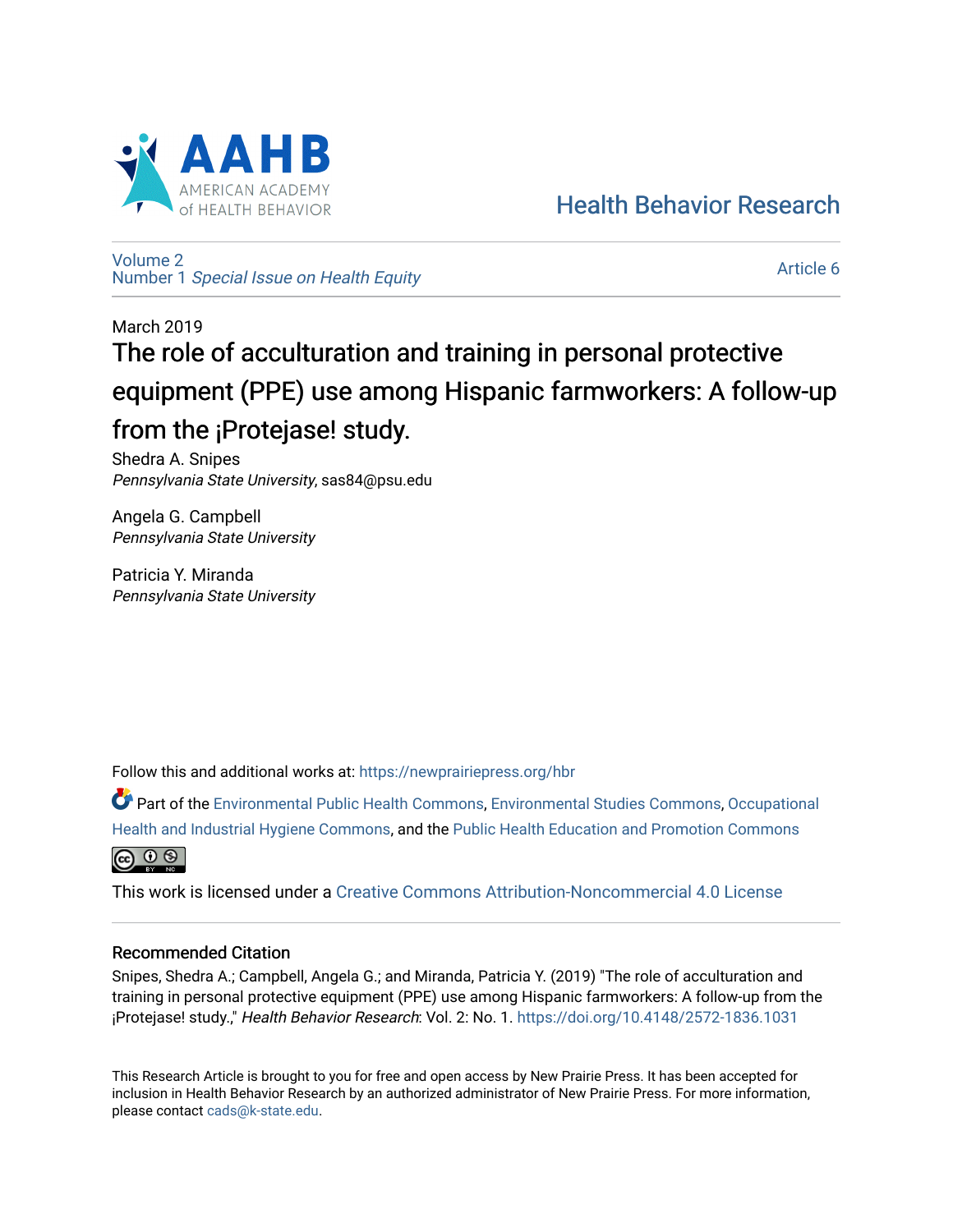AAHB AMERICAN ACADEMY of HEALTH BEHAVIOR

Health Behavior Research

Volume 2
Number 1 *Special Issue on Health Equity*

Article 6

March 2019

# The role of acculturation and training in personal protective equipment (PPE) use among Hispanic farmworkers: A follow-up from the ¡Protejase! study.

Shedra A. Snipes
*Pennsylvania State University*, sas84@psu.edu

Angela G. Campbell
*Pennsylvania State University*

Patricia Y. Miranda
*Pennsylvania State University*

Follow this and additional works at: https://newprairiepress.org/hbr

Part of the Environmental Public Health Commons, Environmental Studies Commons, Occupational Health and Industrial Hygiene Commons, and the Public Health Education and Promotion Commons

This work is licensed under a Creative Commons Attribution-Noncommercial 4.0 License

## Recommended Citation

Snipes, Shedra A.; Campbell, Angela G.; and Miranda, Patricia Y. (2019) "The role of acculturation and training in personal protective equipment (PPE) use among Hispanic farmworkers: A follow-up from the ¡Protejase! study.," *Health Behavior Research*: Vol. 2: No. 1. https://doi.org/10.4148/2572-1836.1031

This Research Article is brought to you for free and open access by New Prairie Press. It has been accepted for inclusion in Health Behavior Research by an authorized administrator of New Prairie Press. For more information, please contact cads@k-state.edu.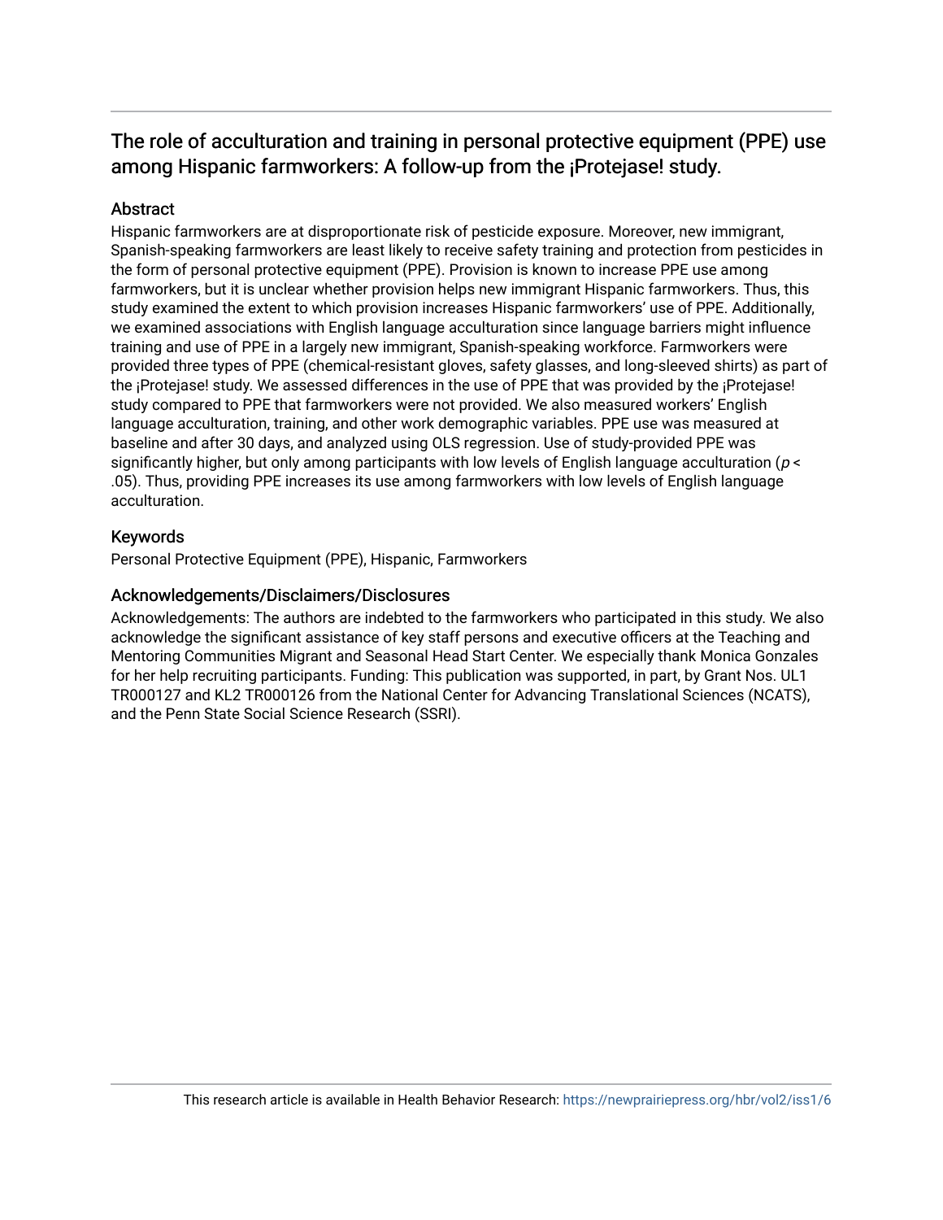## The role of acculturation and training in personal protective equipment (PPE) use among Hispanic farmworkers: A follow-up from the ¡Protejase! study.

### Abstract

Hispanic farmworkers are at disproportionate risk of pesticide exposure. Moreover, new immigrant, Spanish-speaking farmworkers are least likely to receive safety training and protection from pesticides in the form of personal protective equipment (PPE). Provision is known to increase PPE use among farmworkers, but it is unclear whether provision helps new immigrant Hispanic farmworkers. Thus, this study examined the extent to which provision increases Hispanic farmworkers' use of PPE. Additionally, we examined associations with English language acculturation since language barriers might influence training and use of PPE in a largely new immigrant, Spanish-speaking workforce. Farmworkers were provided three types of PPE (chemical-resistant gloves, safety glasses, and long-sleeved shirts) as part of the ¡Protejase! study. We assessed differences in the use of PPE that was provided by the ¡Protejase! study compared to PPE that farmworkers were not provided. We also measured workers' English language acculturation, training, and other work demographic variables. PPE use was measured at baseline and after 30 days, and analyzed using OLS regression. Use of study-provided PPE was significantly higher, but only among participants with low levels of English language acculturation ($p < .05$). Thus, providing PPE increases its use among farmworkers with low levels of English language acculturation.

### Keywords

Personal Protective Equipment (PPE), Hispanic, Farmworkers

### Acknowledgements/Disclaimers/Disclosures

Acknowledgements: The authors are indebted to the farmworkers who participated in this study. We also acknowledge the significant assistance of key staff persons and executive officers at the Teaching and Mentoring Communities Migrant and Seasonal Head Start Center. We especially thank Monica Gonzales for her help recruiting participants. Funding: This publication was supported, in part, by Grant Nos. UL1 TR000127 and KL2 TR000126 from the National Center for Advancing Translational Sciences (NCATS), and the Penn State Social Science Research (SSRI).

This research article is available in Health Behavior Research: https://newprairiepress.org/hbr/vol2/iss1/6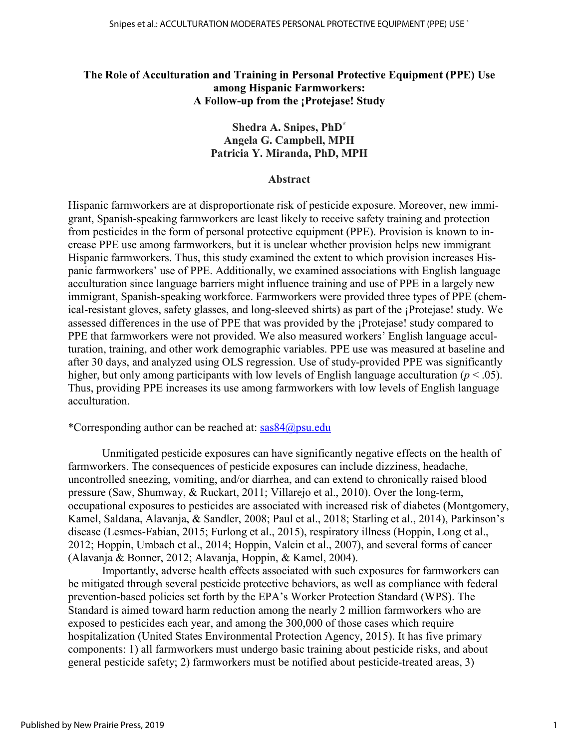# The Role of Acculturation and Training in Personal Protective Equipment (PPE) Use among Hispanic Farmworkers: A Follow-up from the ¡Protejase! Study

**Shedra A. Snipes, PhD***
**Angela G. Campbell, MPH**
**Patricia Y. Miranda, PhD, MPH**

## Abstract

Hispanic farmworkers are at disproportionate risk of pesticide exposure. Moreover, new immigrant, Spanish-speaking farmworkers are least likely to receive safety training and protection from pesticides in the form of personal protective equipment (PPE). Provision is known to increase PPE use among farmworkers, but it is unclear whether provision helps new immigrant Hispanic farmworkers. Thus, this study examined the extent to which provision increases Hispanic farmworkers' use of PPE. Additionally, we examined associations with English language acculturation since language barriers might influence training and use of PPE in a largely new immigrant, Spanish-speaking workforce. Farmworkers were provided three types of PPE (chemical-resistant gloves, safety glasses, and long-sleeved shirts) as part of the ¡Protejase! study. We assessed differences in the use of PPE that was provided by the ¡Protejase! study compared to PPE that farmworkers were not provided. We also measured workers' English language acculturation, training, and other work demographic variables. PPE use was measured at baseline and after 30 days, and analyzed using OLS regression. Use of study-provided PPE was significantly higher, but only among participants with low levels of English language acculturation ($p < .05$). Thus, providing PPE increases its use among farmworkers with low levels of English language acculturation.

*Corresponding author can be reached at: sas84@psu.edu

Unmitigated pesticide exposures can have significantly negative effects on the health of farmworkers. The consequences of pesticide exposures can include dizziness, headache, uncontrolled sneezing, vomiting, and/or diarrhea, and can extend to chronically raised blood pressure (Saw, Shumway, & Ruckart, 2011; Villarejo et al., 2010). Over the long-term, occupational exposures to pesticides are associated with increased risk of diabetes (Montgomery, Kamel, Saldana, Alavanja, & Sandler, 2008; Paul et al., 2018; Starling et al., 2014), Parkinson's disease (Lesmes-Fabian, 2015; Furlong et al., 2015), respiratory illness (Hoppin, Long et al., 2012; Hoppin, Umbach et al., 2014; Hoppin, Valcin et al., 2007), and several forms of cancer (Alavanja & Bonner, 2012; Alavanja, Hoppin, & Kamel, 2004).

Importantly, adverse health effects associated with such exposures for farmworkers can be mitigated through several pesticide protective behaviors, as well as compliance with federal prevention-based policies set forth by the EPA's Worker Protection Standard (WPS). The Standard is aimed toward harm reduction among the nearly 2 million farmworkers who are exposed to pesticides each year, and among the 300,000 of those cases which require hospitalization (United States Environmental Protection Agency, 2015). It has five primary components: 1) all farmworkers must undergo basic training about pesticide risks, and about general pesticide safety; 2) farmworkers must be notified about pesticide-treated areas, 3)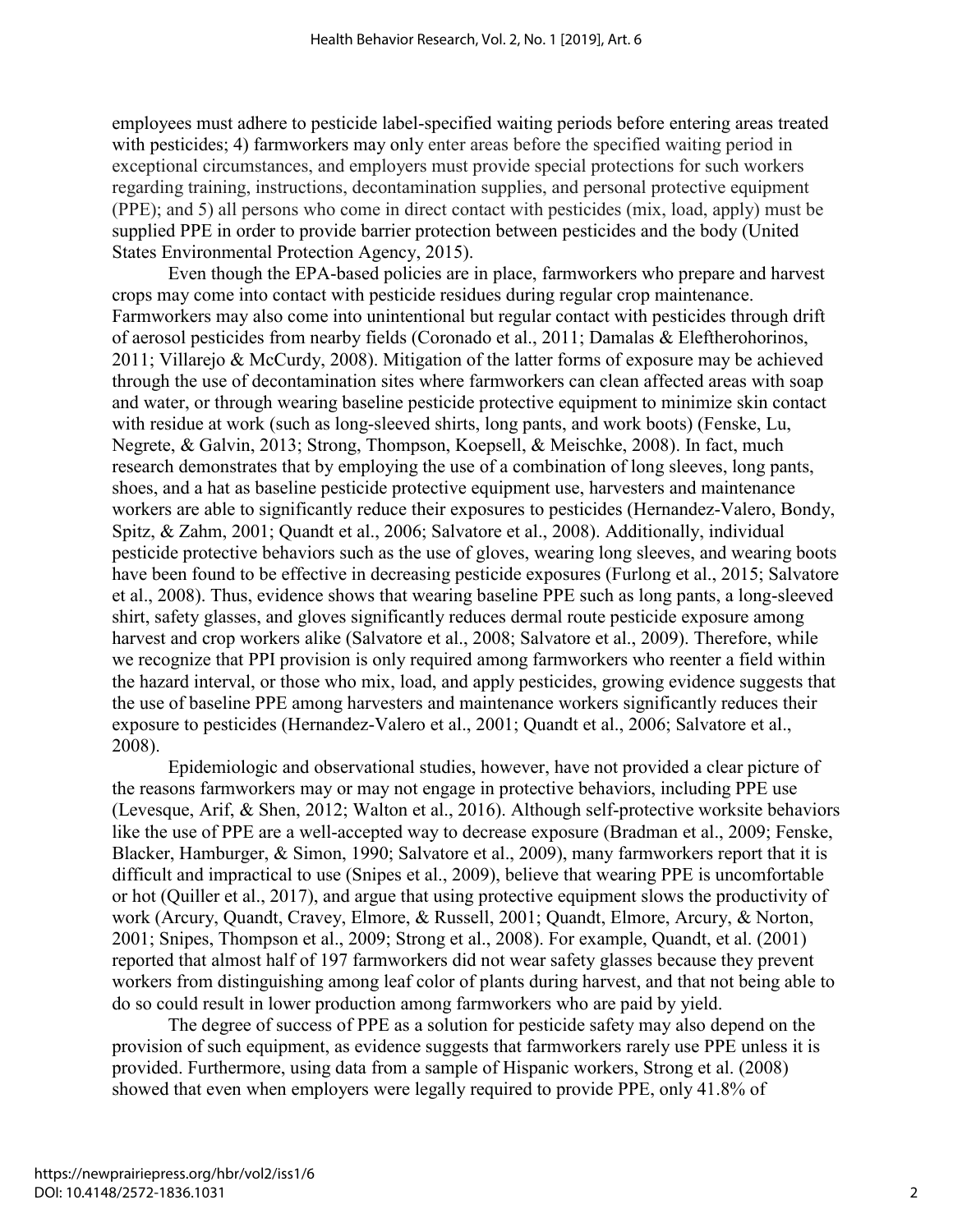employees must adhere to pesticide label-specified waiting periods before entering areas treated with pesticides; 4) farmworkers may only enter areas before the specified waiting period in exceptional circumstances, and employers must provide special protections for such workers regarding training, instructions, decontamination supplies, and personal protective equipment (PPE); and 5) all persons who come in direct contact with pesticides (mix, load, apply) must be supplied PPE in order to provide barrier protection between pesticides and the body (United States Environmental Protection Agency, 2015).

Even though the EPA-based policies are in place, farmworkers who prepare and harvest crops may come into contact with pesticide residues during regular crop maintenance. Farmworkers may also come into unintentional but regular contact with pesticides through drift of aerosol pesticides from nearby fields (Coronado et al., 2011; Damalas & Eleftherohorinos, 2011; Villarejo & McCurdy, 2008). Mitigation of the latter forms of exposure may be achieved through the use of decontamination sites where farmworkers can clean affected areas with soap and water, or through wearing baseline pesticide protective equipment to minimize skin contact with residue at work (such as long-sleeved shirts, long pants, and work boots) (Fenske, Lu, Negrete, & Galvin, 2013; Strong, Thompson, Koepsell, & Meischke, 2008). In fact, much research demonstrates that by employing the use of a combination of long sleeves, long pants, shoes, and a hat as baseline pesticide protective equipment use, harvesters and maintenance workers are able to significantly reduce their exposures to pesticides (Hernandez-Valero, Bondy, Spitz, & Zahm, 2001; Quandt et al., 2006; Salvatore et al., 2008). Additionally, individual pesticide protective behaviors such as the use of gloves, wearing long sleeves, and wearing boots have been found to be effective in decreasing pesticide exposures (Furlong et al., 2015; Salvatore et al., 2008). Thus, evidence shows that wearing baseline PPE such as long pants, a long-sleeved shirt, safety glasses, and gloves significantly reduces dermal route pesticide exposure among harvest and crop workers alike (Salvatore et al., 2008; Salvatore et al., 2009). Therefore, while we recognize that PPI provision is only required among farmworkers who reenter a field within the hazard interval, or those who mix, load, and apply pesticides, growing evidence suggests that the use of baseline PPE among harvesters and maintenance workers significantly reduces their exposure to pesticides (Hernandez-Valero et al., 2001; Quandt et al., 2006; Salvatore et al., 2008).

Epidemiologic and observational studies, however, have not provided a clear picture of the reasons farmworkers may or may not engage in protective behaviors, including PPE use (Levesque, Arif, & Shen, 2012; Walton et al., 2016). Although self-protective worksite behaviors like the use of PPE are a well-accepted way to decrease exposure (Bradman et al., 2009; Fenske, Blacker, Hamburger, & Simon, 1990; Salvatore et al., 2009), many farmworkers report that it is difficult and impractical to use (Snipes et al., 2009), believe that wearing PPE is uncomfortable or hot (Quiller et al., 2017), and argue that using protective equipment slows the productivity of work (Arcury, Quandt, Cravey, Elmore, & Russell, 2001; Quandt, Elmore, Arcury, & Norton, 2001; Snipes, Thompson et al., 2009; Strong et al., 2008). For example, Quandt, et al. (2001) reported that almost half of 197 farmworkers did not wear safety glasses because they prevent workers from distinguishing among leaf color of plants during harvest, and that not being able to do so could result in lower production among farmworkers who are paid by yield.

The degree of success of PPE as a solution for pesticide safety may also depend on the provision of such equipment, as evidence suggests that farmworkers rarely use PPE unless it is provided. Furthermore, using data from a sample of Hispanic workers, Strong et al. (2008) showed that even when employers were legally required to provide PPE, only 41.8% of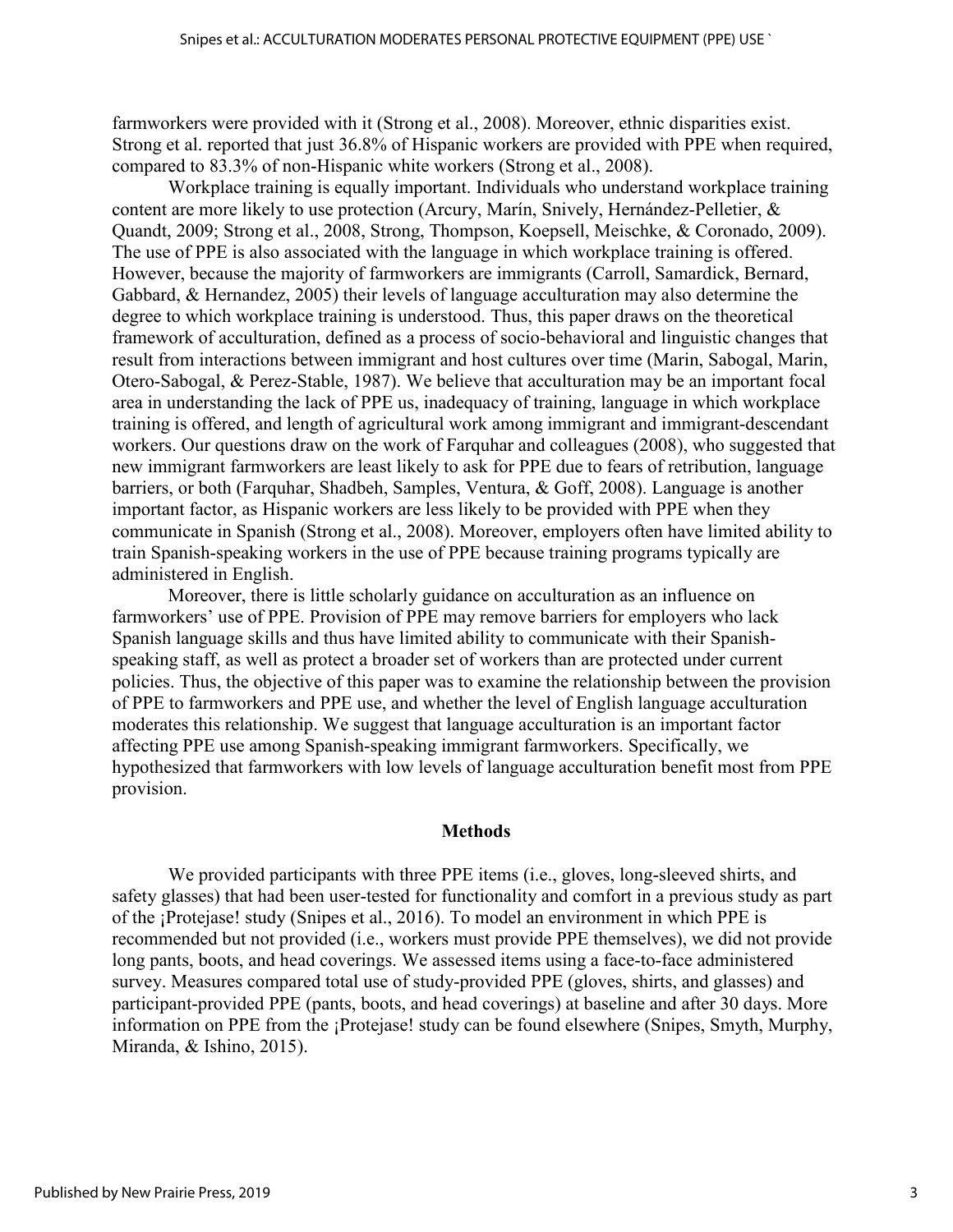farmworkers were provided with it (Strong et al., 2008). Moreover, ethnic disparities exist. Strong et al. reported that just 36.8% of Hispanic workers are provided with PPE when required, compared to 83.3% of non-Hispanic white workers (Strong et al., 2008).

Workplace training is equally important. Individuals who understand workplace training content are more likely to use protection (Arcury, Marín, Snively, Hernández-Pelletier, & Quandt, 2009; Strong et al., 2008, Strong, Thompson, Koepsell, Meischke, & Coronado, 2009). The use of PPE is also associated with the language in which workplace training is offered. However, because the majority of farmworkers are immigrants (Carroll, Samardick, Bernard, Gabbard, & Hernandez, 2005) their levels of language acculturation may also determine the degree to which workplace training is understood. Thus, this paper draws on the theoretical framework of acculturation, defined as a process of socio-behavioral and linguistic changes that result from interactions between immigrant and host cultures over time (Marin, Sabogal, Marin, Otero-Sabogal, & Perez-Stable, 1987). We believe that acculturation may be an important focal area in understanding the lack of PPE us, inadequacy of training, language in which workplace training is offered, and length of agricultural work among immigrant and immigrant-descendant workers. Our questions draw on the work of Farquhar and colleagues (2008), who suggested that new immigrant farmworkers are least likely to ask for PPE due to fears of retribution, language barriers, or both (Farquhar, Shadbeh, Samples, Ventura, & Goff, 2008). Language is another important factor, as Hispanic workers are less likely to be provided with PPE when they communicate in Spanish (Strong et al., 2008). Moreover, employers often have limited ability to train Spanish-speaking workers in the use of PPE because training programs typically are administered in English.

Moreover, there is little scholarly guidance on acculturation as an influence on farmworkers' use of PPE. Provision of PPE may remove barriers for employers who lack Spanish language skills and thus have limited ability to communicate with their Spanish-speaking staff, as well as protect a broader set of workers than are protected under current policies. Thus, the objective of this paper was to examine the relationship between the provision of PPE to farmworkers and PPE use, and whether the level of English language acculturation moderates this relationship. We suggest that language acculturation is an important factor affecting PPE use among Spanish-speaking immigrant farmworkers. Specifically, we hypothesized that farmworkers with low levels of language acculturation benefit most from PPE provision.

## Methods

We provided participants with three PPE items (i.e., gloves, long-sleeved shirts, and safety glasses) that had been user-tested for functionality and comfort in a previous study as part of the ¡Protejase! study (Snipes et al., 2016). To model an environment in which PPE is recommended but not provided (i.e., workers must provide PPE themselves), we did not provide long pants, boots, and head coverings. We assessed items using a face-to-face administered survey. Measures compared total use of study-provided PPE (gloves, shirts, and glasses) and participant-provided PPE (pants, boots, and head coverings) at baseline and after 30 days. More information on PPE from the ¡Protejase! study can be found elsewhere (Snipes, Smyth, Murphy, Miranda, & Ishino, 2015).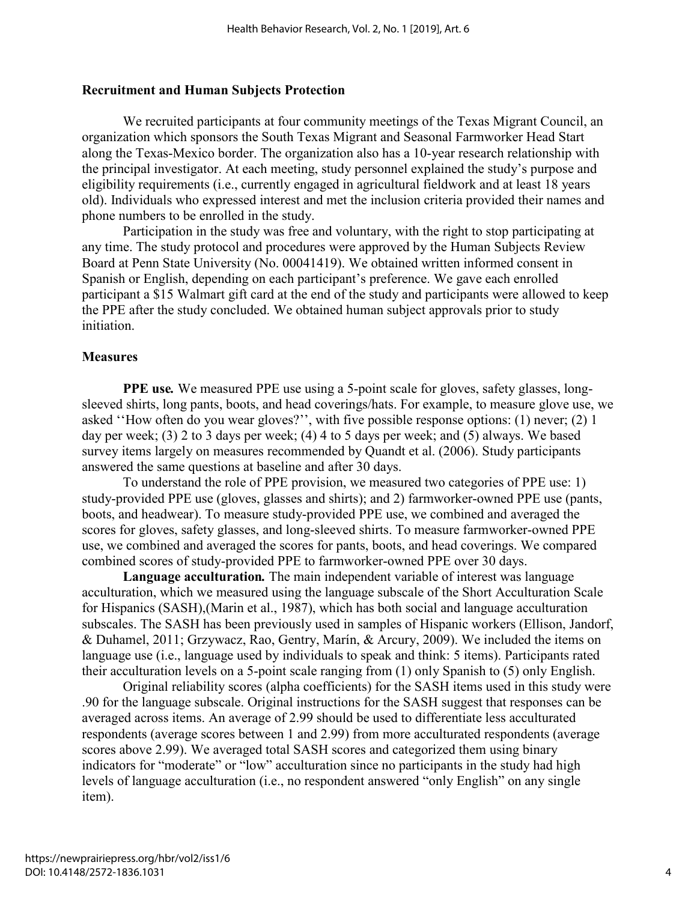### Recruitment and Human Subjects Protection

We recruited participants at four community meetings of the Texas Migrant Council, an organization which sponsors the South Texas Migrant and Seasonal Farmworker Head Start along the Texas-Mexico border. The organization also has a 10-year research relationship with the principal investigator. At each meeting, study personnel explained the study's purpose and eligibility requirements (i.e., currently engaged in agricultural fieldwork and at least 18 years old). Individuals who expressed interest and met the inclusion criteria provided their names and phone numbers to be enrolled in the study.

Participation in the study was free and voluntary, with the right to stop participating at any time. The study protocol and procedures were approved by the Human Subjects Review Board at Penn State University (No. 00041419). We obtained written informed consent in Spanish or English, depending on each participant's preference. We gave each enrolled participant a $15 Walmart gift card at the end of the study and participants were allowed to keep the PPE after the study concluded. We obtained human subject approvals prior to study initiation.

### Measures

**PPE use.** We measured PPE use using a 5-point scale for gloves, safety glasses, long-sleeved shirts, long pants, boots, and head coverings/hats. For example, to measure glove use, we asked ''How often do you wear gloves?'', with five possible response options: (1) never; (2) 1 day per week; (3) 2 to 3 days per week; (4) 4 to 5 days per week; and (5) always. We based survey items largely on measures recommended by Quandt et al. (2006). Study participants answered the same questions at baseline and after 30 days.

To understand the role of PPE provision, we measured two categories of PPE use: 1) study-provided PPE use (gloves, glasses and shirts); and 2) farmworker-owned PPE use (pants, boots, and headwear). To measure study-provided PPE use, we combined and averaged the scores for gloves, safety glasses, and long-sleeved shirts. To measure farmworker-owned PPE use, we combined and averaged the scores for pants, boots, and head coverings. We compared combined scores of study-provided PPE to farmworker-owned PPE over 30 days.

**Language acculturation.** The main independent variable of interest was language acculturation, which we measured using the language subscale of the Short Acculturation Scale for Hispanics (SASH),(Marin et al., 1987), which has both social and language acculturation subscales. The SASH has been previously used in samples of Hispanic workers (Ellison, Jandorf, & Duhamel, 2011; Grzywacz, Rao, Gentry, Marín, & Arcury, 2009). We included the items on language use (i.e., language used by individuals to speak and think: 5 items). Participants rated their acculturation levels on a 5-point scale ranging from (1) only Spanish to (5) only English.

Original reliability scores (alpha coefficients) for the SASH items used in this study were .90 for the language subscale. Original instructions for the SASH suggest that responses can be averaged across items. An average of 2.99 should be used to differentiate less acculturated respondents (average scores between 1 and 2.99) from more acculturated respondents (average scores above 2.99). We averaged total SASH scores and categorized them using binary indicators for "moderate" or "low" acculturation since no participants in the study had high levels of language acculturation (i.e., no respondent answered "only English" on any single item).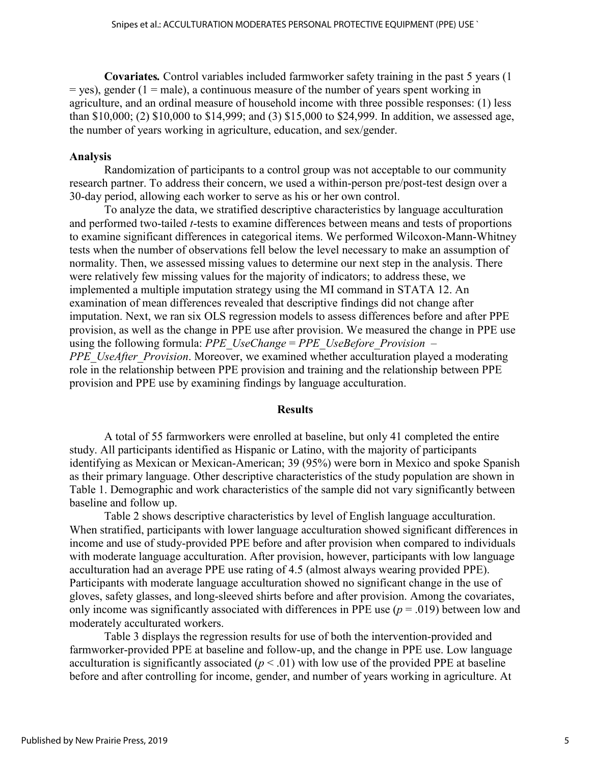**Covariates.** Control variables included farmworker safety training in the past 5 years (1 = yes), gender (1 = male), a continuous measure of the number of years spent working in agriculture, and an ordinal measure of household income with three possible responses: (1) less than \$10,000; (2) \$10,000 to \$14,999; and (3) \$15,000 to \$24,999. In addition, we assessed age, the number of years working in agriculture, education, and sex/gender.

### Analysis

Randomization of participants to a control group was not acceptable to our community research partner. To address their concern, we used a within-person pre/post-test design over a 30-day period, allowing each worker to serve as his or her own control.

To analyze the data, we stratified descriptive characteristics by language acculturation and performed two-tailed *t*-tests to examine differences between means and tests of proportions to examine significant differences in categorical items. We performed Wilcoxon-Mann-Whitney tests when the number of observations fell below the level necessary to make an assumption of normality. Then, we assessed missing values to determine our next step in the analysis. There were relatively few missing values for the majority of indicators; to address these, we implemented a multiple imputation strategy using the MI command in STATA 12. An examination of mean differences revealed that descriptive findings did not change after imputation. Next, we ran six OLS regression models to assess differences before and after PPE provision, as well as the change in PPE use after provision. We measured the change in PPE use using the following formula: *PPE_UseChange* = *PPE_UseBefore_Provision* – *PPE_UseAfter_Provision*. Moreover, we examined whether acculturation played a moderating role in the relationship between PPE provision and training and the relationship between PPE provision and PPE use by examining findings by language acculturation.

## Results

A total of 55 farmworkers were enrolled at baseline, but only 41 completed the entire study. All participants identified as Hispanic or Latino, with the majority of participants identifying as Mexican or Mexican-American; 39 (95%) were born in Mexico and spoke Spanish as their primary language. Other descriptive characteristics of the study population are shown in Table 1. Demographic and work characteristics of the sample did not vary significantly between baseline and follow up.

Table 2 shows descriptive characteristics by level of English language acculturation. When stratified, participants with lower language acculturation showed significant differences in income and use of study-provided PPE before and after provision when compared to individuals with moderate language acculturation. After provision, however, participants with low language acculturation had an average PPE use rating of 4.5 (almost always wearing provided PPE). Participants with moderate language acculturation showed no significant change in the use of gloves, safety glasses, and long-sleeved shirts before and after provision. Among the covariates, only income was significantly associated with differences in PPE use ($p$ = .019) between low and moderately acculturated workers.

Table 3 displays the regression results for use of both the intervention-provided and farmworker-provided PPE at baseline and follow-up, and the change in PPE use. Low language acculturation is significantly associated ($p < .01$) with low use of the provided PPE at baseline before and after controlling for income, gender, and number of years working in agriculture. At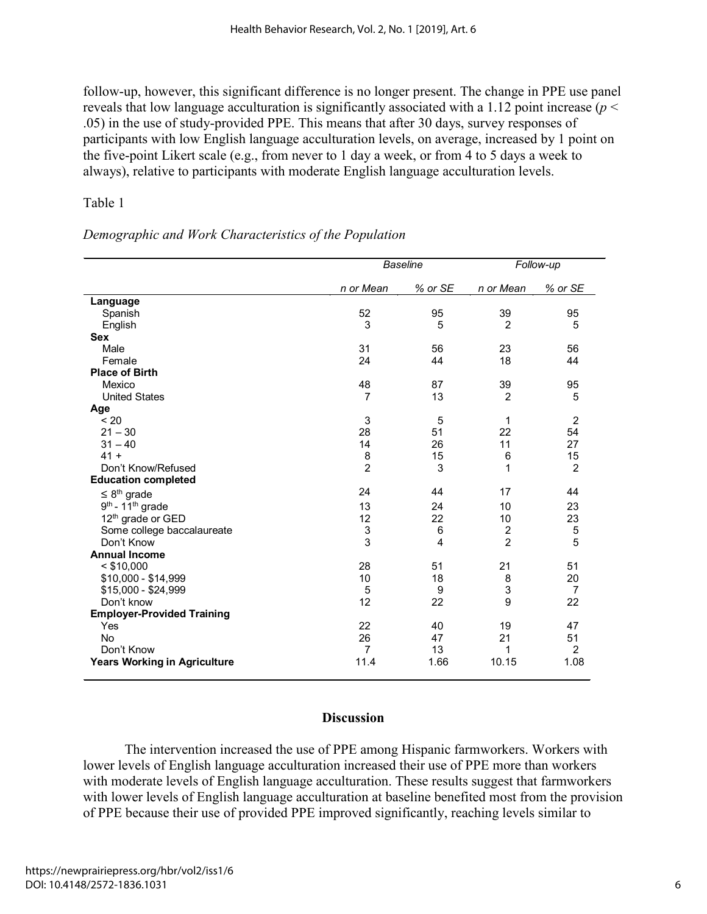follow-up, however, this significant difference is no longer present. The change in PPE use panel reveals that low language acculturation is significantly associated with a 1.12 point increase ($p < .05$) in the use of study-provided PPE. This means that after 30 days, survey responses of participants with low English language acculturation levels, on average, increased by 1 point on the five-point Likert scale (e.g., from never to 1 day a week, or from 4 to 5 days a week to always), relative to participants with moderate English language acculturation levels.

Table 1

*Demographic and Work Characteristics of the Population*

| | *Baseline* | | *Follow-up* | |
|---|---|---|---|---|
| | *n or Mean* | *% or SE* | *n or Mean* | *% or SE* |
| **Language** | | | | |
| Spanish | 52 | 95 | 39 | 95 |
| English | 3 | 5 | 2 | 5 |
| **Sex** | | | | |
| Male | 31 | 56 | 23 | 56 |
| Female | 24 | 44 | 18 | 44 |
| **Place of Birth** | | | | |
| Mexico | 48 | 87 | 39 | 95 |
| United States | 7 | 13 | 2 | 5 |
| **Age** | | | | |
| < 20 | 3 | 5 | 1 | 2 |
| 21 – 30 | 28 | 51 | 22 | 54 |
| 31 – 40 | 14 | 26 | 11 | 27 |
| 41 + | 8 | 15 | 6 | 15 |
| Don't Know/Refused | 2 | 3 | 1 | 2 |
| **Education completed** | | | | |
| ≤ 8th grade | 24 | 44 | 17 | 44 |
| 9th - 11th grade | 13 | 24 | 10 | 23 |
| 12th grade or GED | 12 | 22 | 10 | 23 |
| Some college baccalaureate | 3 | 6 | 2 | 5 |
| Don't Know | 3 | 4 | 2 | 5 |
| **Annual Income** | | | | |
| < $10,000 | 28 | 51 | 21 | 51 |
| $10,000 - $14,999 | 10 | 18 | 8 | 20 |
| $15,000 - $24,999 | 5 | 9 | 3 | 7 |
| Don't know | 12 | 22 | 9 | 22 |
| **Employer-Provided Training** | | | | |
| Yes | 22 | 40 | 19 | 47 |
| No | 26 | 47 | 21 | 51 |
| Don't Know | 7 | 13 | 1 | 2 |
| **Years Working in Agriculture** | 11.4 | 1.66 | 10.15 | 1.08 |

## Discussion

The intervention increased the use of PPE among Hispanic farmworkers. Workers with lower levels of English language acculturation increased their use of PPE more than workers with moderate levels of English language acculturation. These results suggest that farmworkers with lower levels of English language acculturation at baseline benefited most from the provision of PPE because their use of provided PPE improved significantly, reaching levels similar to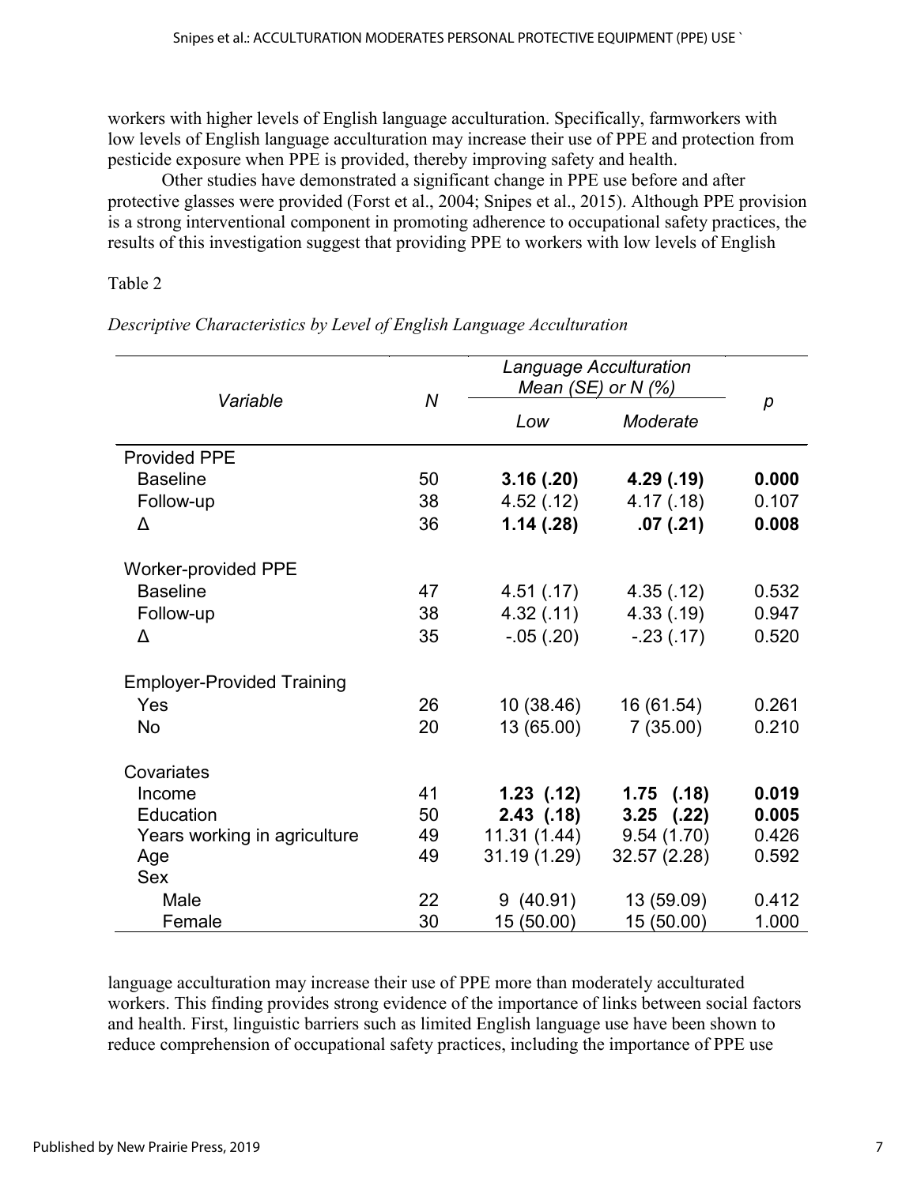workers with higher levels of English language acculturation. Specifically, farmworkers with low levels of English language acculturation may increase their use of PPE and protection from pesticide exposure when PPE is provided, thereby improving safety and health.

Other studies have demonstrated a significant change in PPE use before and after protective glasses were provided (Forst et al., 2004; Snipes et al., 2015). Although PPE provision is a strong interventional component in promoting adherence to occupational safety practices, the results of this investigation suggest that providing PPE to workers with low levels of English

Table 2

*Descriptive Characteristics by Level of English Language Acculturation*

| *Variable* | *N* | *Language Acculturation Mean (SE) or N (%)* | | *p* |
|---|---|---|---|---|
| | | *Low* | *Moderate* | |
| Provided PPE | | | | |
| Baseline | 50 | **3.16 (.20)** | **4.29 (.19)** | **0.000** |
| Follow-up | 38 | 4.52 (.12) | 4.17 (.18) | 0.107 |
| Δ | 36 | **1.14 (.28)** | **.07 (.21)** | **0.008** |
| Worker-provided PPE | | | | |
| Baseline | 47 | 4.51 (.17) | 4.35 (.12) | 0.532 |
| Follow-up | 38 | 4.32 (.11) | 4.33 (.19) | 0.947 |
| Δ | 35 | -.05 (.20) | -.23 (.17) | 0.520 |
| Employer-Provided Training | | | | |
| Yes | 26 | 10 (38.46) | 16 (61.54) | 0.261 |
| No | 20 | 13 (65.00) | 7 (35.00) | 0.210 |
| Covariates | | | | |
| Income | 41 | **1.23 (.12)** | **1.75 (.18)** | **0.019** |
| Education | 50 | **2.43 (.18)** | **3.25 (.22)** | **0.005** |
| Years working in agriculture | 49 | 11.31 (1.44) | 9.54 (1.70) | 0.426 |
| Age | 49 | 31.19 (1.29) | 32.57 (2.28) | 0.592 |
| Sex | | | | |
| Male | 22 | 9 (40.91) | 13 (59.09) | 0.412 |
| Female | 30 | 15 (50.00) | 15 (50.00) | 1.000 |

language acculturation may increase their use of PPE more than moderately acculturated workers. This finding provides strong evidence of the importance of links between social factors and health. First, linguistic barriers such as limited English language use have been shown to reduce comprehension of occupational safety practices, including the importance of PPE use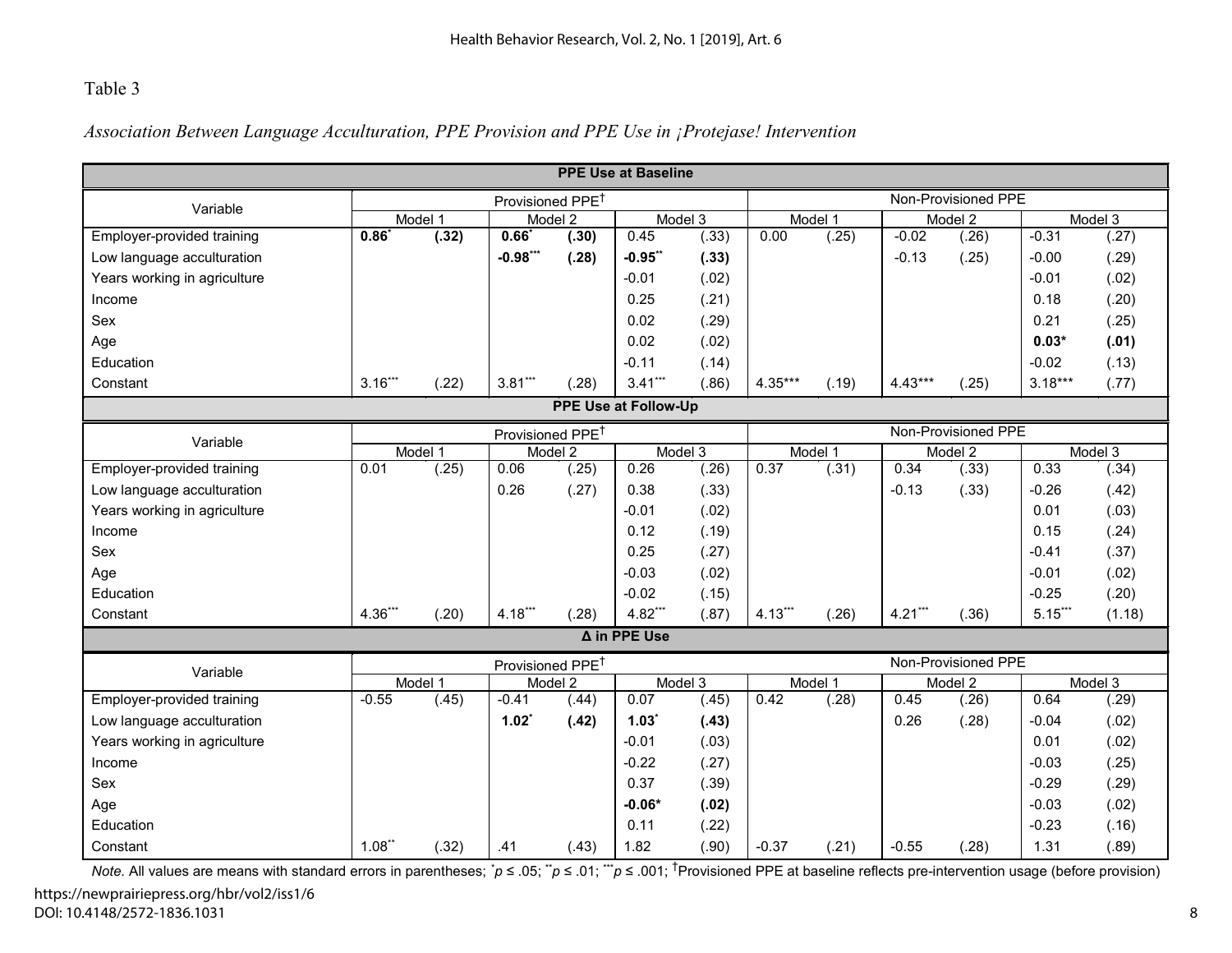Table 3

*Association Between Language Acculturation, PPE Provision and PPE Use in ¡Protejase! Intervention*

| Variable | Provisioned PPE† | | | | | | Non-Provisioned PPE | | | | | |
|---|---|---|---|---|---|---|---|---|---|---|---|---|
| | Model 1 | | Model 2 | | Model 3 | | Model 1 | | Model 2 | | Model 3 | |
| **PPE Use at Baseline** | | | | | | | | | | | | |
| Employer-provided training | **0.86*** | **(.32)** | **0.66*** | **(.30)** | 0.45 | (.33) | 0.00 | (.25) | -0.02 | (.26) | -0.31 | (.27) |
| Low language acculturation | | | **-0.98*****| **(.28)** | **-0.95**** | **(.33)** | | | -0.13 | (.25) | -0.00 | (.29) |
| Years working in agriculture | | | | | -0.01 | (.02) | | | | | -0.01 | (.02) |
| Income | | | | | 0.25 | (.21) | | | | | 0.18 | (.20) |
| Sex | | | | | 0.02 | (.29) | | | | | 0.21 | (.25) |
| Age | | | | | 0.02 | (.02) | | | | | **0.03*** | **(.01)** |
| Education | | | | | -0.11 | (.14) | | | | | -0.02 | (.13) |
| Constant | 3.16*** | (.22) | 3.81*** | (.28) | 3.41*** | (.86) | 4.35*** | (.19) | 4.43*** | (.25) | 3.18*** | (.77) |
| **PPE Use at Follow-Up** | | | | | | | | | | | | |
| Employer-provided training | 0.01 | (.25) | 0.06 | (.25) | 0.26 | (.26) | 0.37 | (.31) | 0.34 | (.33) | 0.33 | (.34) |
| Low language acculturation | | | 0.26 | (.27) | 0.38 | (.33) | | | -0.13 | (.33) | -0.26 | (.42) |
| Years working in agriculture | | | | | -0.01 | (.02) | | | | | 0.01 | (.03) |
| Income | | | | | 0.12 | (.19) | | | | | 0.15 | (.24) |
| Sex | | | | | 0.25 | (.27) | | | | | -0.41 | (.37) |
| Age | | | | | -0.03 | (.02) | | | | | -0.01 | (.02) |
| Education | | | | | -0.02 | (.15) | | | | | -0.25 | (.20) |
| Constant | 4.36*** | (.20) | 4.18*** | (.28) | 4.82*** | (.87) | 4.13*** | (.26) | 4.21*** | (.36) | 5.15*** | (1.18) |
| **Δ in PPE Use** | | | | | | | | | | | | |
| Employer-provided training | -0.55 | (.45) | -0.41 | (.44) | 0.07 | (.45) | 0.42 | (.28) | 0.45 | (.26) | 0.64 | (.29) |
| Low language acculturation | | | **1.02*** | **(.42)** | **1.03*** | **(.43)** | | | 0.26 | (.28) | -0.04 | (.02) |
| Years working in agriculture | | | | | -0.01 | (.03) | | | | | 0.01 | (.02) |
| Income | | | | | -0.22 | (.27) | | | | | -0.03 | (.25) |
| Sex | | | | | 0.37 | (.39) | | | | | -0.29 | (.29) |
| Age | | | | | **-0.06*** | **(.02)** | | | | | -0.03 | (.02) |
| Education | | | | | 0.11 | (.22) | | | | | -0.23 | (.16) |
| Constant | 1.08** | (.32) | .41 | (.43) | 1.82 | (.90) | -0.37 | (.21) | -0.55 | (.28) | 1.31 | (.89) |

*Note.* All values are means with standard errors in parentheses; \*$p \leq .05$; \*\*$p \leq .01$; \*\*\*$p \leq .001$; †Provisioned PPE at baseline reflects pre-intervention usage (before provision)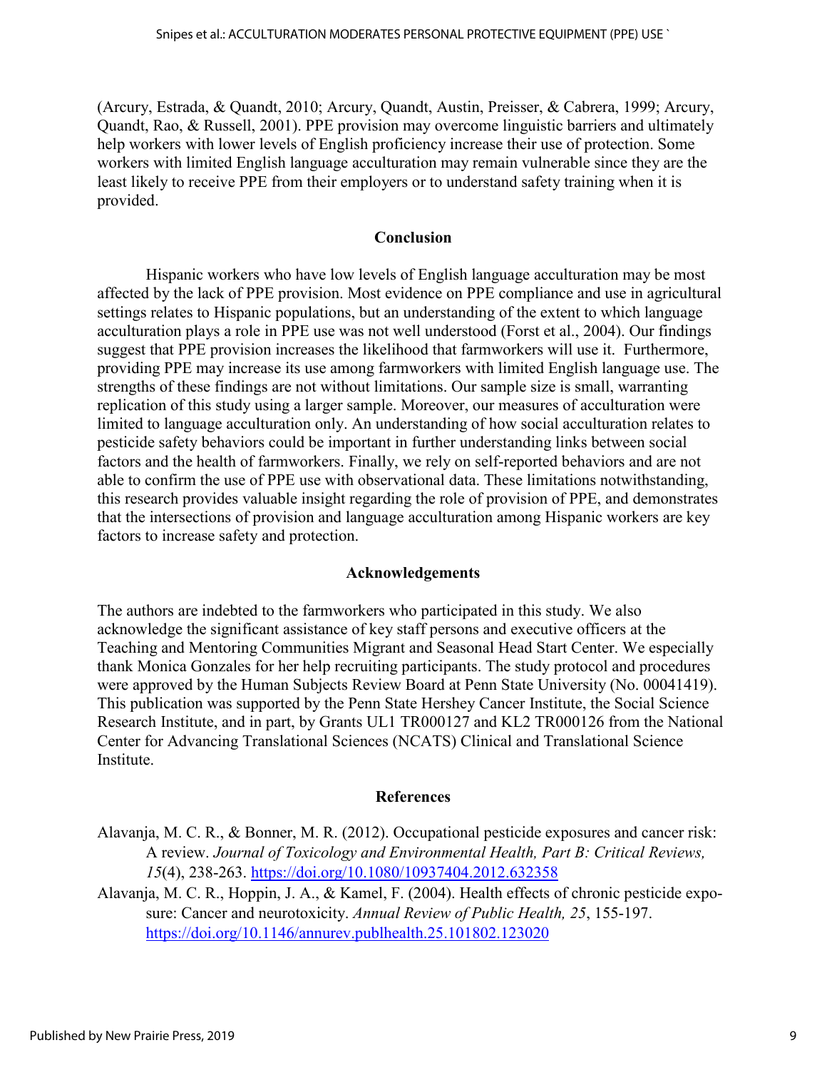(Arcury, Estrada, & Quandt, 2010; Arcury, Quandt, Austin, Preisser, & Cabrera, 1999; Arcury, Quandt, Rao, & Russell, 2001). PPE provision may overcome linguistic barriers and ultimately help workers with lower levels of English proficiency increase their use of protection. Some workers with limited English language acculturation may remain vulnerable since they are the least likely to receive PPE from their employers or to understand safety training when it is provided.

## Conclusion

Hispanic workers who have low levels of English language acculturation may be most affected by the lack of PPE provision. Most evidence on PPE compliance and use in agricultural settings relates to Hispanic populations, but an understanding of the extent to which language acculturation plays a role in PPE use was not well understood (Forst et al., 2004). Our findings suggest that PPE provision increases the likelihood that farmworkers will use it. Furthermore, providing PPE may increase its use among farmworkers with limited English language use. The strengths of these findings are not without limitations. Our sample size is small, warranting replication of this study using a larger sample. Moreover, our measures of acculturation were limited to language acculturation only. An understanding of how social acculturation relates to pesticide safety behaviors could be important in further understanding links between social factors and the health of farmworkers. Finally, we rely on self-reported behaviors and are not able to confirm the use of PPE use with observational data. These limitations notwithstanding, this research provides valuable insight regarding the role of provision of PPE, and demonstrates that the intersections of provision and language acculturation among Hispanic workers are key factors to increase safety and protection.

## Acknowledgements

The authors are indebted to the farmworkers who participated in this study. We also acknowledge the significant assistance of key staff persons and executive officers at the Teaching and Mentoring Communities Migrant and Seasonal Head Start Center. We especially thank Monica Gonzales for her help recruiting participants. The study protocol and procedures were approved by the Human Subjects Review Board at Penn State University (No. 00041419). This publication was supported by the Penn State Hershey Cancer Institute, the Social Science Research Institute, and in part, by Grants UL1 TR000127 and KL2 TR000126 from the National Center for Advancing Translational Sciences (NCATS) Clinical and Translational Science Institute.

## References

Alavanja, M. C. R., & Bonner, M. R. (2012). Occupational pesticide exposures and cancer risk: A review. *Journal of Toxicology and Environmental Health, Part B: Critical Reviews, 15*(4), 238-263. https://doi.org/10.1080/10937404.2012.632358

Alavanja, M. C. R., Hoppin, J. A., & Kamel, F. (2004). Health effects of chronic pesticide exposure: Cancer and neurotoxicity. *Annual Review of Public Health, 25*, 155-197. https://doi.org/10.1146/annurev.publhealth.25.101802.123020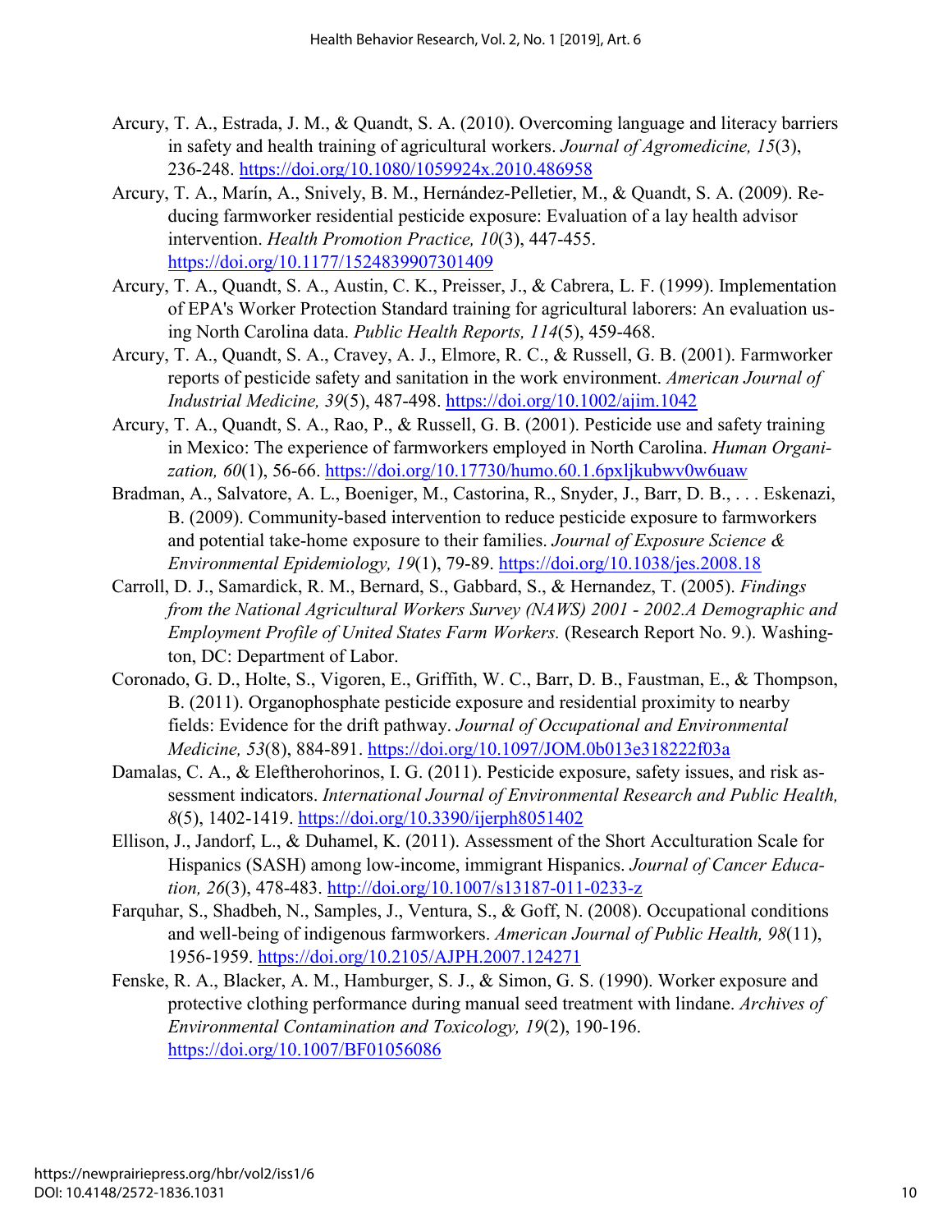Arcury, T. A., Estrada, J. M., & Quandt, S. A. (2010). Overcoming language and literacy barriers in safety and health training of agricultural workers. *Journal of Agromedicine, 15*(3), 236-248. https://doi.org/10.1080/1059924x.2010.486958

Arcury, T. A., Marín, A., Snively, B. M., Hernández-Pelletier, M., & Quandt, S. A. (2009). Reducing farmworker residential pesticide exposure: Evaluation of a lay health advisor intervention. *Health Promotion Practice, 10*(3), 447-455. https://doi.org/10.1177/1524839907301409

Arcury, T. A., Quandt, S. A., Austin, C. K., Preisser, J., & Cabrera, L. F. (1999). Implementation of EPA's Worker Protection Standard training for agricultural laborers: An evaluation using North Carolina data. *Public Health Reports, 114*(5), 459-468.

Arcury, T. A., Quandt, S. A., Cravey, A. J., Elmore, R. C., & Russell, G. B. (2001). Farmworker reports of pesticide safety and sanitation in the work environment. *American Journal of Industrial Medicine, 39*(5), 487-498. https://doi.org/10.1002/ajim.1042

Arcury, T. A., Quandt, S. A., Rao, P., & Russell, G. B. (2001). Pesticide use and safety training in Mexico: The experience of farmworkers employed in North Carolina. *Human Organization, 60*(1), 56-66. https://doi.org/10.17730/humo.60.1.6pxljkubwv0w6uaw

Bradman, A., Salvatore, A. L., Boeniger, M., Castorina, R., Snyder, J., Barr, D. B., . . . Eskenazi, B. (2009). Community-based intervention to reduce pesticide exposure to farmworkers and potential take-home exposure to their families. *Journal of Exposure Science & Environmental Epidemiology, 19*(1), 79-89. https://doi.org/10.1038/jes.2008.18

Carroll, D. J., Samardick, R. M., Bernard, S., Gabbard, S., & Hernandez, T. (2005). *Findings from the National Agricultural Workers Survey (NAWS) 2001 - 2002.A Demographic and Employment Profile of United States Farm Workers.* (Research Report No. 9.). Washington, DC: Department of Labor.

Coronado, G. D., Holte, S., Vigoren, E., Griffith, W. C., Barr, D. B., Faustman, E., & Thompson, B. (2011). Organophosphate pesticide exposure and residential proximity to nearby fields: Evidence for the drift pathway. *Journal of Occupational and Environmental Medicine, 53*(8), 884-891. https://doi.org/10.1097/JOM.0b013e318222f03a

Damalas, C. A., & Eleftherohorinos, I. G. (2011). Pesticide exposure, safety issues, and risk assessment indicators. *International Journal of Environmental Research and Public Health, 8*(5), 1402-1419. https://doi.org/10.3390/ijerph8051402

Ellison, J., Jandorf, L., & Duhamel, K. (2011). Assessment of the Short Acculturation Scale for Hispanics (SASH) among low-income, immigrant Hispanics. *Journal of Cancer Education, 26*(3), 478-483. http://doi.org/10.1007/s13187-011-0233-z

Farquhar, S., Shadbeh, N., Samples, J., Ventura, S., & Goff, N. (2008). Occupational conditions and well-being of indigenous farmworkers. *American Journal of Public Health, 98*(11), 1956-1959. https://doi.org/10.2105/AJPH.2007.124271

Fenske, R. A., Blacker, A. M., Hamburger, S. J., & Simon, G. S. (1990). Worker exposure and protective clothing performance during manual seed treatment with lindane. *Archives of Environmental Contamination and Toxicology, 19*(2), 190-196. https://doi.org/10.1007/BF01056086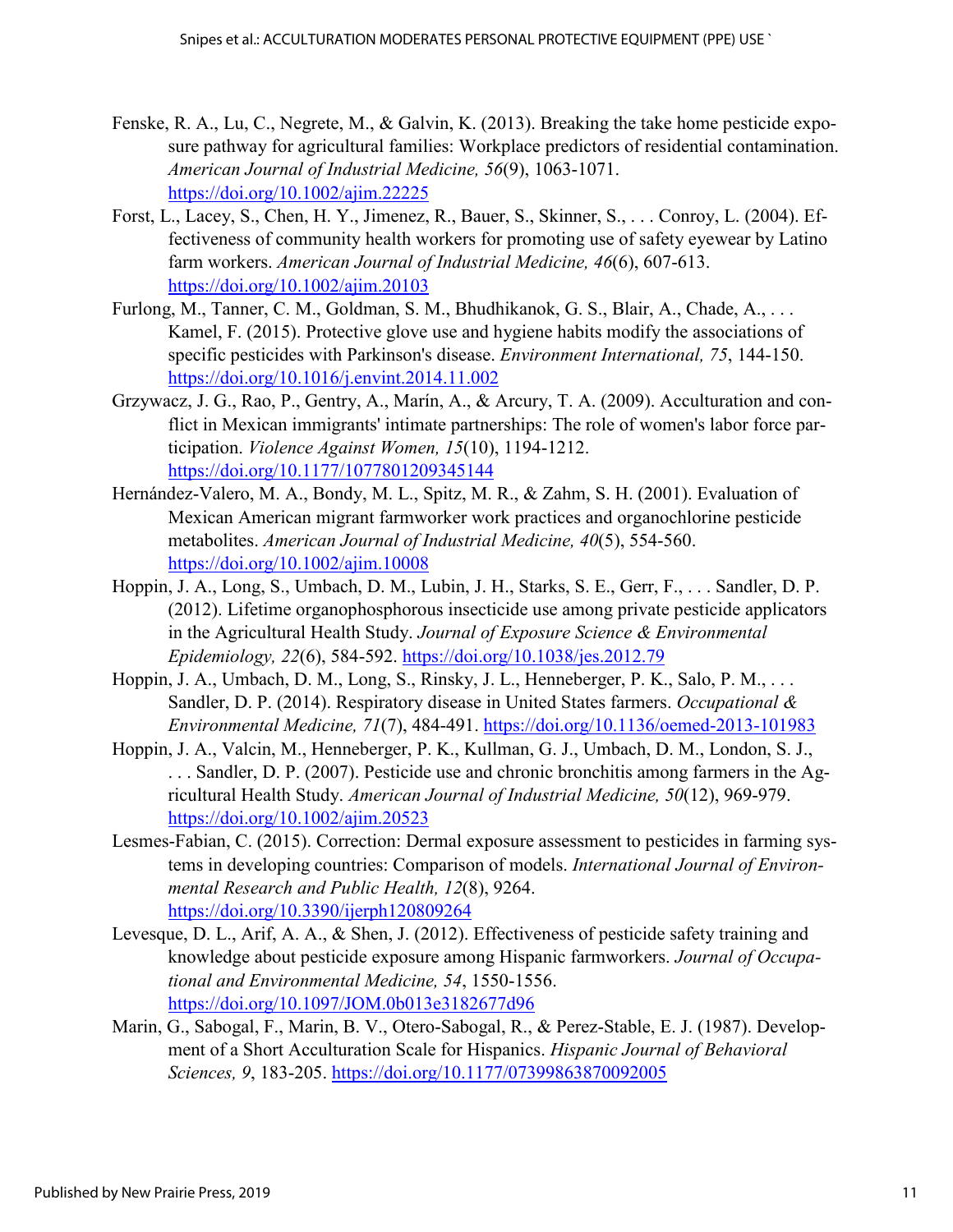Fenske, R. A., Lu, C., Negrete, M., & Galvin, K. (2013). Breaking the take home pesticide exposure pathway for agricultural families: Workplace predictors of residential contamination. *American Journal of Industrial Medicine, 56*(9), 1063-1071. https://doi.org/10.1002/ajim.22225

Forst, L., Lacey, S., Chen, H. Y., Jimenez, R., Bauer, S., Skinner, S., . . . Conroy, L. (2004). Effectiveness of community health workers for promoting use of safety eyewear by Latino farm workers. *American Journal of Industrial Medicine, 46*(6), 607-613. https://doi.org/10.1002/ajim.20103

Furlong, M., Tanner, C. M., Goldman, S. M., Bhudhikanok, G. S., Blair, A., Chade, A., . . . Kamel, F. (2015). Protective glove use and hygiene habits modify the associations of specific pesticides with Parkinson's disease. *Environment International, 75*, 144-150. https://doi.org/10.1016/j.envint.2014.11.002

Grzywacz, J. G., Rao, P., Gentry, A., Marín, A., & Arcury, T. A. (2009). Acculturation and conflict in Mexican immigrants' intimate partnerships: The role of women's labor force participation. *Violence Against Women, 15*(10), 1194-1212. https://doi.org/10.1177/1077801209345144

Hernández-Valero, M. A., Bondy, M. L., Spitz, M. R., & Zahm, S. H. (2001). Evaluation of Mexican American migrant farmworker work practices and organochlorine pesticide metabolites. *American Journal of Industrial Medicine, 40*(5), 554-560. https://doi.org/10.1002/ajim.10008

Hoppin, J. A., Long, S., Umbach, D. M., Lubin, J. H., Starks, S. E., Gerr, F., . . . Sandler, D. P. (2012). Lifetime organophosphorous insecticide use among private pesticide applicators in the Agricultural Health Study. *Journal of Exposure Science & Environmental Epidemiology, 22*(6), 584-592. https://doi.org/10.1038/jes.2012.79

Hoppin, J. A., Umbach, D. M., Long, S., Rinsky, J. L., Henneberger, P. K., Salo, P. M., . . . Sandler, D. P. (2014). Respiratory disease in United States farmers. *Occupational & Environmental Medicine, 71*(7), 484-491. https://doi.org/10.1136/oemed-2013-101983

Hoppin, J. A., Valcin, M., Henneberger, P. K., Kullman, G. J., Umbach, D. M., London, S. J., . . . Sandler, D. P. (2007). Pesticide use and chronic bronchitis among farmers in the Agricultural Health Study. *American Journal of Industrial Medicine, 50*(12), 969-979. https://doi.org/10.1002/ajim.20523

Lesmes-Fabian, C. (2015). Correction: Dermal exposure assessment to pesticides in farming systems in developing countries: Comparison of models. *International Journal of Environmental Research and Public Health, 12*(8), 9264. https://doi.org/10.3390/ijerph120809264

Levesque, D. L., Arif, A. A., & Shen, J. (2012). Effectiveness of pesticide safety training and knowledge about pesticide exposure among Hispanic farmworkers. *Journal of Occupational and Environmental Medicine, 54*, 1550-1556. https://doi.org/10.1097/JOM.0b013e3182677d96

Marin, G., Sabogal, F., Marin, B. V., Otero-Sabogal, R., & Perez-Stable, E. J. (1987). Development of a Short Acculturation Scale for Hispanics. *Hispanic Journal of Behavioral Sciences, 9*, 183-205. https://doi.org/10.1177/07399863870092005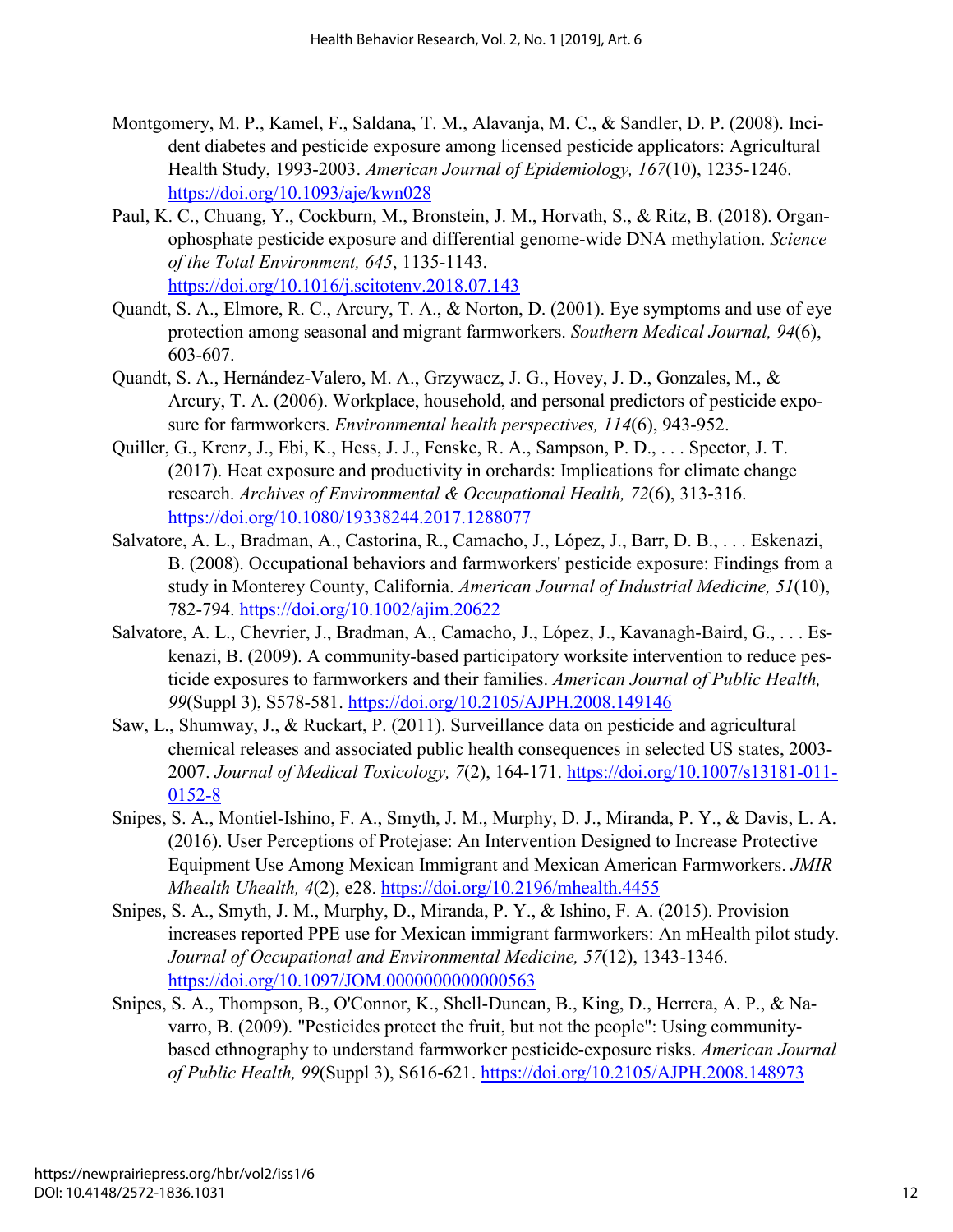Montgomery, M. P., Kamel, F., Saldana, T. M., Alavanja, M. C., & Sandler, D. P. (2008). Incident diabetes and pesticide exposure among licensed pesticide applicators: Agricultural Health Study, 1993-2003. *American Journal of Epidemiology, 167*(10), 1235-1246. https://doi.org/10.1093/aje/kwn028

Paul, K. C., Chuang, Y., Cockburn, M., Bronstein, J. M., Horvath, S., & Ritz, B. (2018). Organophosphate pesticide exposure and differential genome-wide DNA methylation. *Science of the Total Environment, 645*, 1135-1143. https://doi.org/10.1016/j.scitotenv.2018.07.143

Quandt, S. A., Elmore, R. C., Arcury, T. A., & Norton, D. (2001). Eye symptoms and use of eye protection among seasonal and migrant farmworkers. *Southern Medical Journal, 94*(6), 603-607.

Quandt, S. A., Hernández-Valero, M. A., Grzywacz, J. G., Hovey, J. D., Gonzales, M., & Arcury, T. A. (2006). Workplace, household, and personal predictors of pesticide exposure for farmworkers. *Environmental health perspectives, 114*(6), 943-952.

Quiller, G., Krenz, J., Ebi, K., Hess, J. J., Fenske, R. A., Sampson, P. D., . . . Spector, J. T. (2017). Heat exposure and productivity in orchards: Implications for climate change research. *Archives of Environmental & Occupational Health, 72*(6), 313-316. https://doi.org/10.1080/19338244.2017.1288077

Salvatore, A. L., Bradman, A., Castorina, R., Camacho, J., López, J., Barr, D. B., . . . Eskenazi, B. (2008). Occupational behaviors and farmworkers' pesticide exposure: Findings from a study in Monterey County, California. *American Journal of Industrial Medicine, 51*(10), 782-794. https://doi.org/10.1002/ajim.20622

Salvatore, A. L., Chevrier, J., Bradman, A., Camacho, J., López, J., Kavanagh-Baird, G., . . . Eskenazi, B. (2009). A community-based participatory worksite intervention to reduce pesticide exposures to farmworkers and their families. *American Journal of Public Health, 99*(Suppl 3), S578-581. https://doi.org/10.2105/AJPH.2008.149146

Saw, L., Shumway, J., & Ruckart, P. (2011). Surveillance data on pesticide and agricultural chemical releases and associated public health consequences in selected US states, 2003-2007. *Journal of Medical Toxicology, 7*(2), 164-171. https://doi.org/10.1007/s13181-011-0152-8

Snipes, S. A., Montiel-Ishino, F. A., Smyth, J. M., Murphy, D. J., Miranda, P. Y., & Davis, L. A. (2016). User Perceptions of Protejase: An Intervention Designed to Increase Protective Equipment Use Among Mexican Immigrant and Mexican American Farmworkers. *JMIR Mhealth Uhealth, 4*(2), e28. https://doi.org/10.2196/mhealth.4455

Snipes, S. A., Smyth, J. M., Murphy, D., Miranda, P. Y., & Ishino, F. A. (2015). Provision increases reported PPE use for Mexican immigrant farmworkers: An mHealth pilot study. *Journal of Occupational and Environmental Medicine, 57*(12), 1343-1346. https://doi.org/10.1097/JOM.0000000000000563

Snipes, S. A., Thompson, B., O'Connor, K., Shell-Duncan, B., King, D., Herrera, A. P., & Navarro, B. (2009). "Pesticides protect the fruit, but not the people": Using community-based ethnography to understand farmworker pesticide-exposure risks. *American Journal of Public Health, 99*(Suppl 3), S616-621. https://doi.org/10.2105/AJPH.2008.148973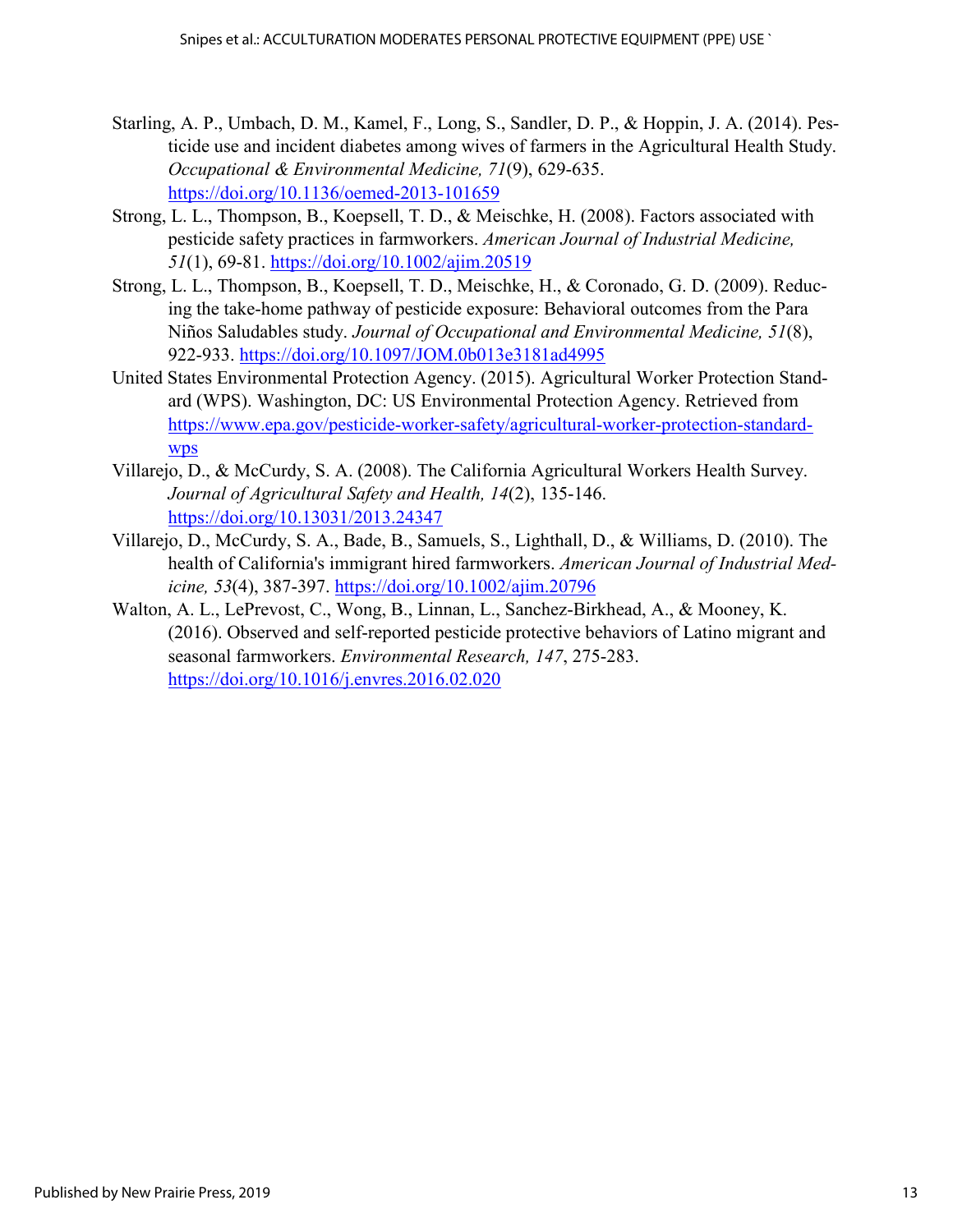Starling, A. P., Umbach, D. M., Kamel, F., Long, S., Sandler, D. P., & Hoppin, J. A. (2014). Pesticide use and incident diabetes among wives of farmers in the Agricultural Health Study. *Occupational & Environmental Medicine, 71*(9), 629-635. https://doi.org/10.1136/oemed-2013-101659

Strong, L. L., Thompson, B., Koepsell, T. D., & Meischke, H. (2008). Factors associated with pesticide safety practices in farmworkers. *American Journal of Industrial Medicine, 51*(1), 69-81. https://doi.org/10.1002/ajim.20519

Strong, L. L., Thompson, B., Koepsell, T. D., Meischke, H., & Coronado, G. D. (2009). Reducing the take-home pathway of pesticide exposure: Behavioral outcomes from the Para Niños Saludables study. *Journal of Occupational and Environmental Medicine, 51*(8), 922-933. https://doi.org/10.1097/JOM.0b013e3181ad4995

United States Environmental Protection Agency. (2015). Agricultural Worker Protection Standard (WPS). Washington, DC: US Environmental Protection Agency. Retrieved from https://www.epa.gov/pesticide-worker-safety/agricultural-worker-protection-standard-wps

Villarejo, D., & McCurdy, S. A. (2008). The California Agricultural Workers Health Survey. *Journal of Agricultural Safety and Health, 14*(2), 135-146. https://doi.org/10.13031/2013.24347

Villarejo, D., McCurdy, S. A., Bade, B., Samuels, S., Lighthall, D., & Williams, D. (2010). The health of California's immigrant hired farmworkers. *American Journal of Industrial Medicine, 53*(4), 387-397. https://doi.org/10.1002/ajim.20796

Walton, A. L., LePrevost, C., Wong, B., Linnan, L., Sanchez-Birkhead, A., & Mooney, K. (2016). Observed and self-reported pesticide protective behaviors of Latino migrant and seasonal farmworkers. *Environmental Research, 147*, 275-283. https://doi.org/10.1016/j.envres.2016.02.020